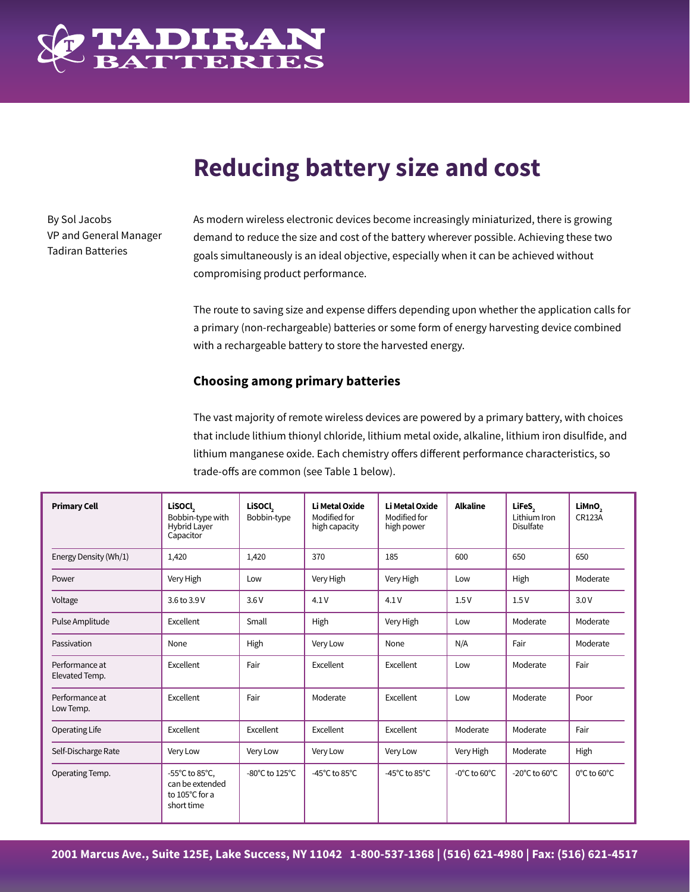# Reducing battery size and cost

By Sol Jacobs
VP and General Manager
Tadiran Batteries

As modern wireless electronic devices become increasingly miniaturized, there is growing demand to reduce the size and cost of the battery wherever possible. Achieving these two goals simultaneously is an ideal objective, especially when it can be achieved without compromising product performance.

The route to saving size and expense differs depending upon whether the application calls for a primary (non-rechargeable) batteries or some form of energy harvesting device combined with a rechargeable battery to store the harvested energy.

## Choosing among primary batteries

The vast majority of remote wireless devices are powered by a primary battery, with choices that include lithium thionyl chloride, lithium metal oxide, alkaline, lithium iron disulfide, and lithium manganese oxide. Each chemistry offers different performance characteristics, so trade-offs are common (see Table 1 below).

| **Primary Cell** | **$LiSOCl_2$** Bobbin-type with Hybrid Layer Capacitor | **$LiSOCl_2$** Bobbin-type | **Li Metal Oxide** Modified for high capacity | **Li Metal Oxide** Modified for high power | **Alkaline** | **$LiFeS_2$** Lithium Iron Disulfate | **$LiMnO_2$** CR123A |
|---|---|---|---|---|---|---|---|
| Energy Density (Wh/1) | 1,420 | 1,420 | 370 | 185 | 600 | 650 | 650 |
| Power | Very High | Low | Very High | Very High | Low | High | Moderate |
| Voltage | 3.6 to 3.9 V | 3.6 V | 4.1 V | 4.1 V | 1.5 V | 1.5 V | 3.0 V |
| Pulse Amplitude | Excellent | Small | High | Very High | Low | Moderate | Moderate |
| Passivation | None | High | Very Low | None | N/A | Fair | Moderate |
| Performance at Elevated Temp. | Excellent | Fair | Excellent | Excellent | Low | Moderate | Fair |
| Performance at Low Temp. | Excellent | Fair | Moderate | Excellent | Low | Moderate | Poor |
| Operating Life | Excellent | Excellent | Excellent | Excellent | Moderate | Moderate | Fair |
| Self-Discharge Rate | Very Low | Very Low | Very Low | Very Low | Very High | Moderate | High |
| Operating Temp. | -55°C to 85°C, can be extended to 105°C for a short time | -80°C to 125°C | -45°C to 85°C | -45°C to 85°C | -0°C to 60°C | -20°C to 60°C | 0°C to 60°C |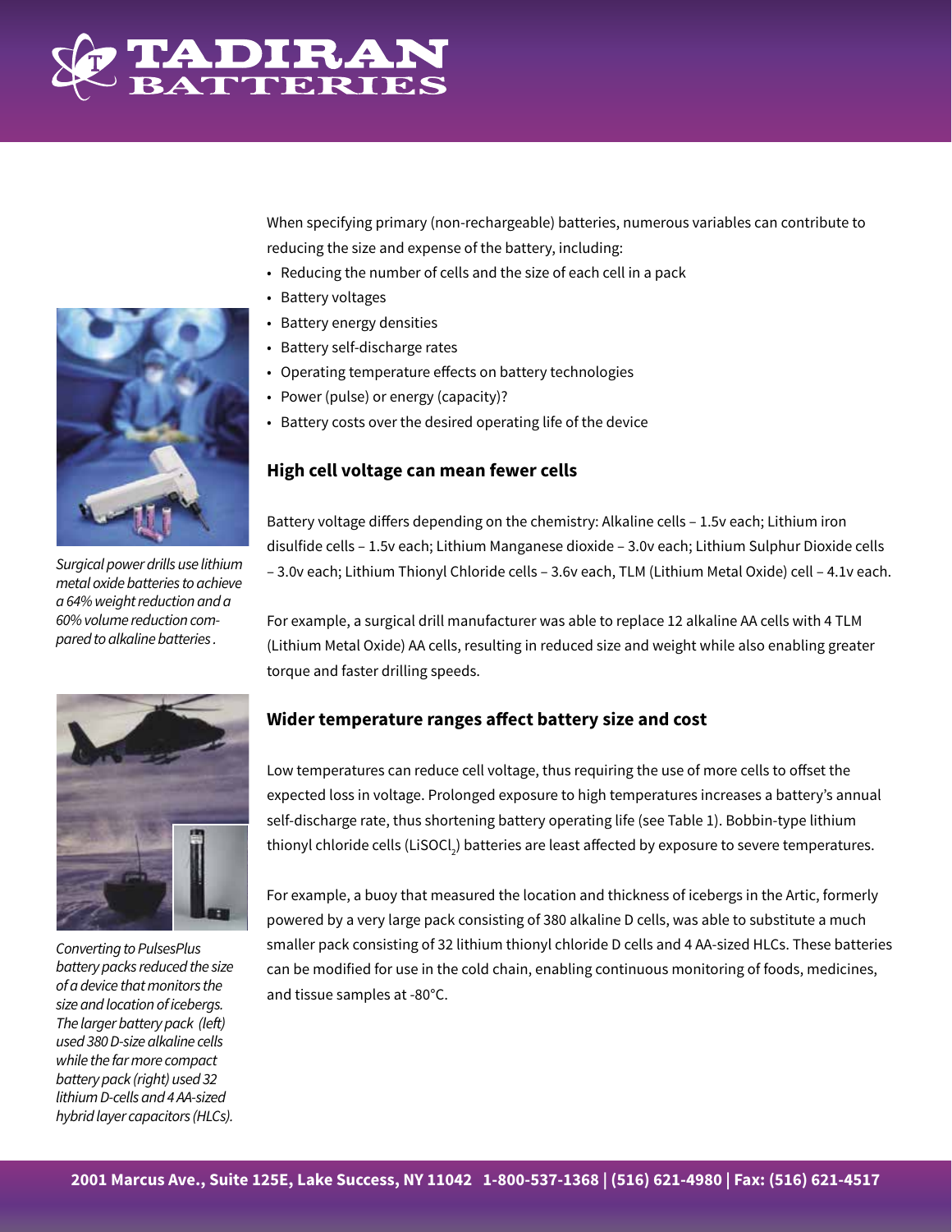When specifying primary (non-rechargeable) batteries, numerous variables can contribute to reducing the size and expense of the battery, including:

- Reducing the number of cells and the size of each cell in a pack
- Battery voltages
- Battery energy densities
- Battery self-discharge rates
- Operating temperature effects on battery technologies
- Power (pulse) or energy (capacity)?
- Battery costs over the desired operating life of the device

*Surgical power drills use lithium metal oxide batteries to achieve a 64% weight reduction and a 60% volume reduction compared to alkaline batteries.*

## High cell voltage can mean fewer cells

Battery voltage differs depending on the chemistry: Alkaline cells – 1.5v each; Lithium iron disulfide cells – 1.5v each; Lithium Manganese dioxide – 3.0v each; Lithium Sulphur Dioxide cells – 3.0v each; Lithium Thionyl Chloride cells – 3.6v each, TLM (Lithium Metal Oxide) cell – 4.1v each.

For example, a surgical drill manufacturer was able to replace 12 alkaline AA cells with 4 TLM (Lithium Metal Oxide) AA cells, resulting in reduced size and weight while also enabling greater torque and faster drilling speeds.

## Wider temperature ranges affect battery size and cost

Low temperatures can reduce cell voltage, thus requiring the use of more cells to offset the expected loss in voltage. Prolonged exposure to high temperatures increases a battery's annual self-discharge rate, thus shortening battery operating life (see Table 1). Bobbin-type lithium thionyl chloride cells ($LiSOCl_2$) batteries are least affected by exposure to severe temperatures.

For example, a buoy that measured the location and thickness of icebergs in the Artic, formerly powered by a very large pack consisting of 380 alkaline D cells, was able to substitute a much smaller pack consisting of 32 lithium thionyl chloride D cells and 4 AA-sized HLCs. These batteries can be modified for use in the cold chain, enabling continuous monitoring of foods, medicines, and tissue samples at -80°C.

*Converting to PulsesPlus battery packs reduced the size of a device that monitors the size and location of icebergs. The larger battery pack (left) used 380 D-size alkaline cells while the far more compact battery pack (right) used 32 lithium D-cells and 4 AA-sized hybrid layer capacitors (HLCs).*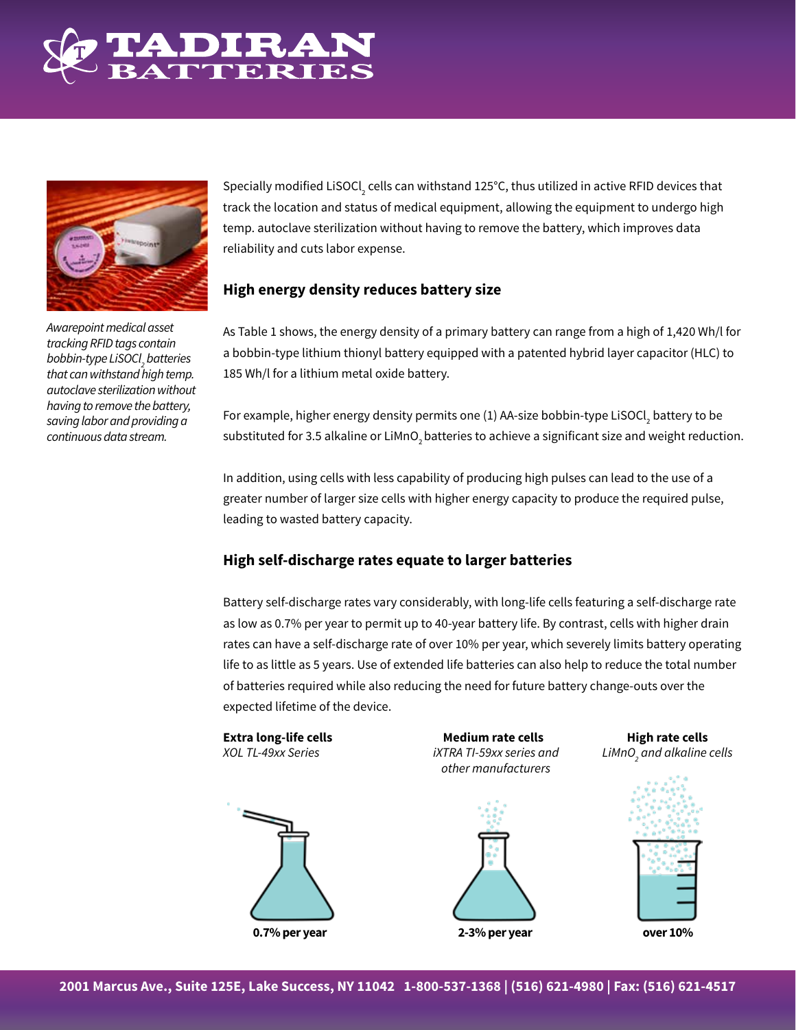*Awarepoint medical asset tracking RFID tags contain bobbin-type $LiSOCl_2$ batteries that can withstand high temp. autoclave sterilization without having to remove the battery, saving labor and providing a continuous data stream.*

Specially modified $LiSOCl_2$ cells can withstand 125°C, thus utilized in active RFID devices that track the location and status of medical equipment, allowing the equipment to undergo high temp. autoclave sterilization without having to remove the battery, which improves data reliability and cuts labor expense.

## High energy density reduces battery size

As Table 1 shows, the energy density of a primary battery can range from a high of 1,420 Wh/l for a bobbin-type lithium thionyl battery equipped with a patented hybrid layer capacitor (HLC) to 185 Wh/l for a lithium metal oxide battery.

For example, higher energy density permits one (1) AA-size bobbin-type $LiSOCl_2$ battery to be substituted for 3.5 alkaline or $LiMnO_2$ batteries to achieve a significant size and weight reduction.

In addition, using cells with less capability of producing high pulses can lead to the use of a greater number of larger size cells with higher energy capacity to produce the required pulse, leading to wasted battery capacity.

## High self-discharge rates equate to larger batteries

Battery self-discharge rates vary considerably, with long-life cells featuring a self-discharge rate as low as 0.7% per year to permit up to 40-year battery life. By contrast, cells with higher drain rates can have a self-discharge rate of over 10% per year, which severely limits battery operating life to as little as 5 years. Use of extended life batteries can also help to reduce the total number of batteries required while also reducing the need for future battery change-outs over the expected lifetime of the device.

**Extra long-life cells**
*XOL TL-49xx Series*
**0.7% per year**

**Medium rate cells**
*iXTRA TI-59xx series and other manufacturers*
**2-3% per year**

**High rate cells**
*$LiMnO_2$ and alkaline cells*
**over 10%**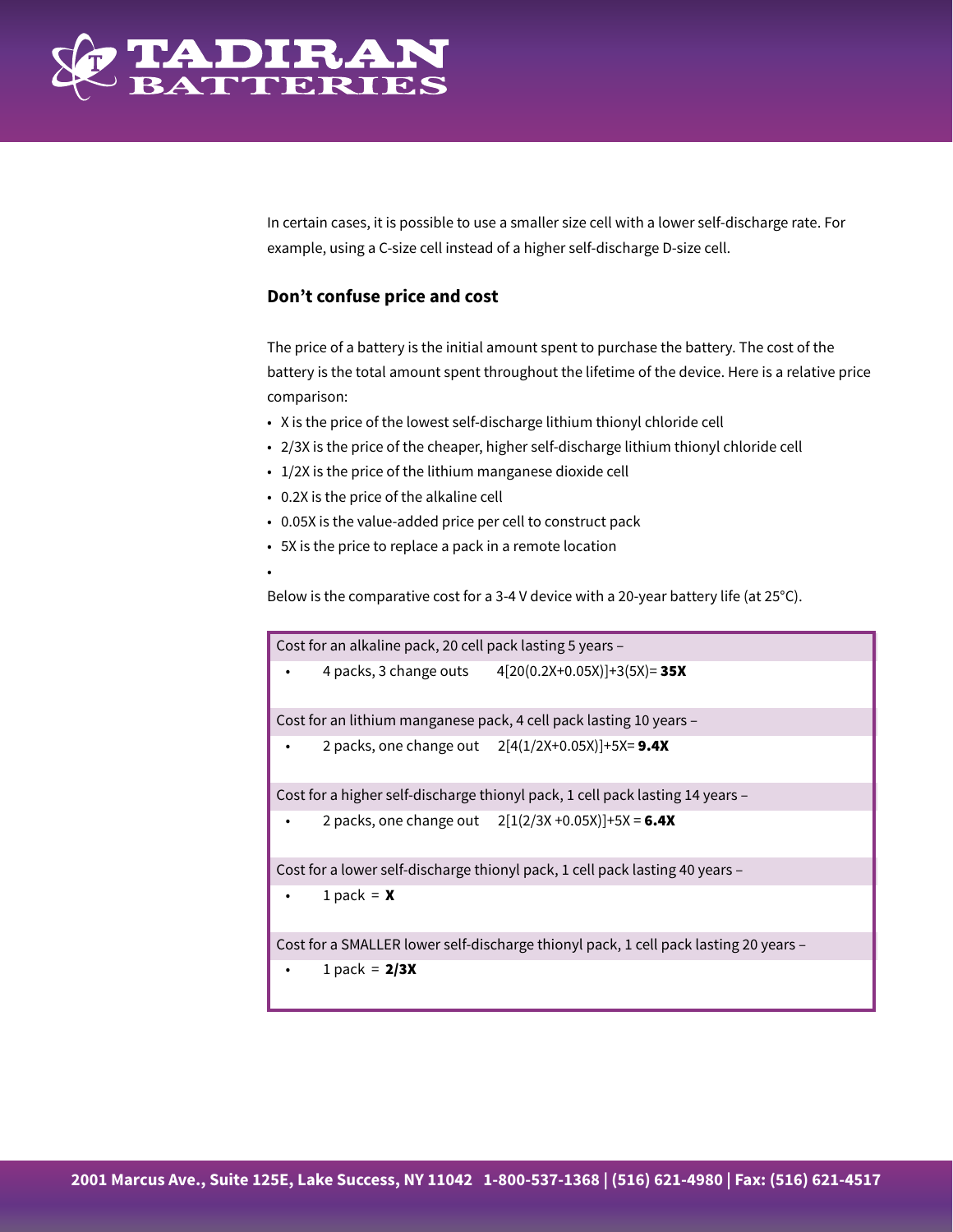In certain cases, it is possible to use a smaller size cell with a lower self-discharge rate. For example, using a C-size cell instead of a higher self-discharge D-size cell.

### Don’t confuse price and cost

The price of a battery is the initial amount spent to purchase the battery. The cost of the battery is the total amount spent throughout the lifetime of the device. Here is a relative price comparison:

- X is the price of the lowest self-discharge lithium thionyl chloride cell
- 2/3X is the price of the cheaper, higher self-discharge lithium thionyl chloride cell
- 1/2X is the price of the lithium manganese dioxide cell
- 0.2X is the price of the alkaline cell
- 0.05X is the value-added price per cell to construct pack
- 5X is the price to replace a pack in a remote location

Below is the comparative cost for a 3-4 V device with a 20-year battery life (at 25°C).

| Cost for an alkaline pack, 20 cell pack lasting 5 years – | |
|---|---|
| • 4 packs, 3 change outs | 4[20(0.2X+0.05X)]+3(5X)= **35X** |
| **Cost for an lithium manganese pack, 4 cell pack lasting 10 years –** | |
| • 2 packs, one change out | 2[4(1/2X+0.05X)]+5X= **9.4X** |
| **Cost for a higher self-discharge thionyl pack, 1 cell pack lasting 14 years –** | |
| • 2 packs, one change out | 2[1(2/3X +0.05X)]+5X = **6.4X** |
| **Cost for a lower self-discharge thionyl pack, 1 cell pack lasting 40 years –** | |
| • 1 pack = **X** | |
| **Cost for a SMALLER lower self-discharge thionyl pack, 1 cell pack lasting 20 years –** | |
| • 1 pack = **2/3X** | |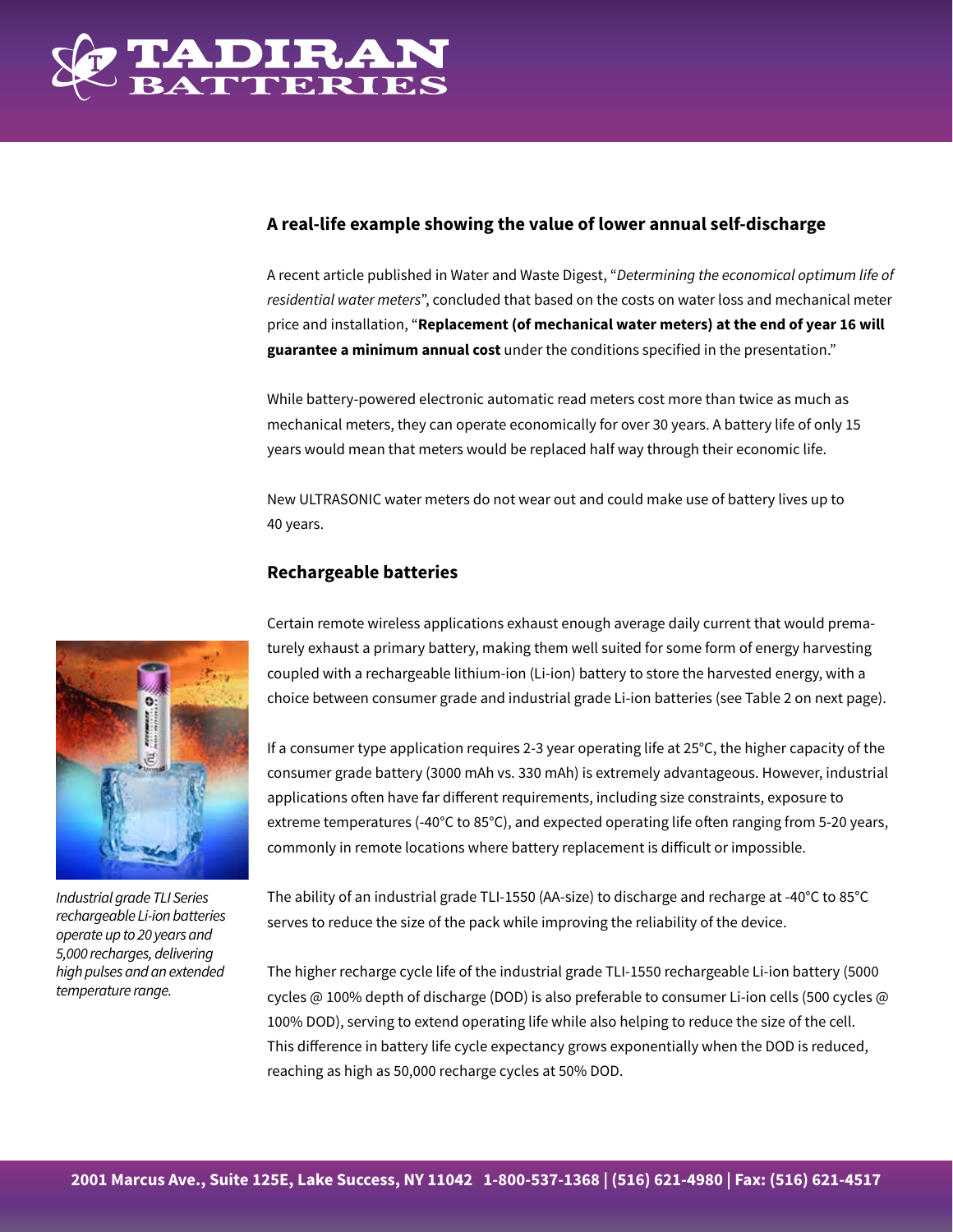### A real-life example showing the value of lower annual self-discharge

A recent article published in Water and Waste Digest, "*Determining the economical optimum life of residential water meters*", concluded that based on the costs on water loss and mechanical meter price and installation, "**Replacement (of mechanical water meters) at the end of year 16 will guarantee a minimum annual cost** under the conditions specified in the presentation."

While battery-powered electronic automatic read meters cost more than twice as much as mechanical meters, they can operate economically for over 30 years. A battery life of only 15 years would mean that meters would be replaced half way through their economic life.

New ULTRASONIC water meters do not wear out and could make use of battery lives up to 40 years.

### Rechargeable batteries

Certain remote wireless applications exhaust enough average daily current that would prematurely exhaust a primary battery, making them well suited for some form of energy harvesting coupled with a rechargeable lithium-ion (Li-ion) battery to store the harvested energy, with a choice between consumer grade and industrial grade Li-ion batteries (see Table 2 on next page).

*Industrial grade TLI Series rechargeable Li-ion batteries operate up to 20 years and 5,000 recharges, delivering high pulses and an extended temperature range.*

If a consumer type application requires 2-3 year operating life at 25°C, the higher capacity of the consumer grade battery (3000 mAh vs. 330 mAh) is extremely advantageous. However, industrial applications often have far different requirements, including size constraints, exposure to extreme temperatures (-40°C to 85°C), and expected operating life often ranging from 5-20 years, commonly in remote locations where battery replacement is difficult or impossible.

The ability of an industrial grade TLI-1550 (AA-size) to discharge and recharge at -40°C to 85°C serves to reduce the size of the pack while improving the reliability of the device.

The higher recharge cycle life of the industrial grade TLI-1550 rechargeable Li-ion battery (5000 cycles @ 100% depth of discharge (DOD) is also preferable to consumer Li-ion cells (500 cycles @ 100% DOD), serving to extend operating life while also helping to reduce the size of the cell. This difference in battery life cycle expectancy grows exponentially when the DOD is reduced, reaching as high as 50,000 recharge cycles at 50% DOD.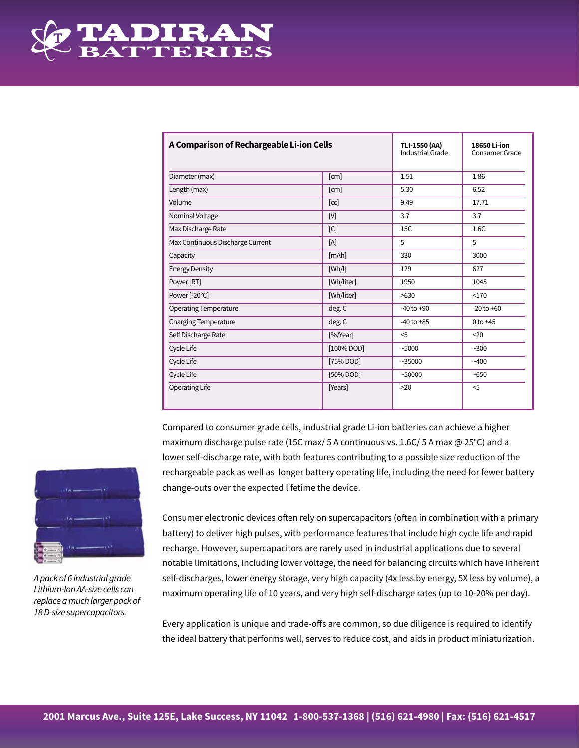| A Comparison of Rechargeable Li-ion Cells | | TLI-1550 (AA) Industrial Grade | 18650 Li-ion Consumer Grade |
|---|---|---|---|
| Diameter (max) | [cm] | 1.51 | 1.86 |
| Length (max) | [cm] | 5.30 | 6.52 |
| Volume | [cc] | 9.49 | 17.71 |
| Nominal Voltage | [V] | 3.7 | 3.7 |
| Max Discharge Rate | [C] | 15C | 1.6C |
| Max Continuous Discharge Current | [A] | 5 | 5 |
| Capacity | [mAh] | 330 | 3000 |
| Energy Density | [Wh/l] | 129 | 627 |
| Power [RT] | [Wh/liter] | 1950 | 1045 |
| Power [-20°C] | [Wh/liter] | >630 | <170 |
| Operating Temperature | deg. C | -40 to +90 | -20 to +60 |
| Charging Temperature | deg. C | -40 to +85 | 0 to +45 |
| Self Discharge Rate | [%/Year] | <5 | <20 |
| Cycle Life | [100% DOD] | ~5000 | ~300 |
| Cycle Life | [75% DOD] | ~35000 | ~400 |
| Cycle Life | [50% DOD] | ~50000 | ~650 |
| Operating Life | [Years] | >20 | <5 |

Compared to consumer grade cells, industrial grade Li-ion batteries can achieve a higher maximum discharge pulse rate (15C max/ 5 A continuous vs. 1.6C/ 5 A max @ 25°C) and a lower self-discharge rate, with both features contributing to a possible size reduction of the rechargeable pack as well as longer battery operating life, including the need for fewer battery change-outs over the expected lifetime the device.

*A pack of 6 industrial grade Lithium-Ion AA-size cells can replace a much larger pack of 18 D-size supercapacitors.*

Consumer electronic devices often rely on supercapacitors (often in combination with a primary battery) to deliver high pulses, with performance features that include high cycle life and rapid recharge. However, supercapacitors are rarely used in industrial applications due to several notable limitations, including lower voltage, the need for balancing circuits which have inherent self-discharges, lower energy storage, very high capacity (4x less by energy, 5X less by volume), a maximum operating life of 10 years, and very high self-discharge rates (up to 10-20% per day).

Every application is unique and trade-offs are common, so due diligence is required to identify the ideal battery that performs well, serves to reduce cost, and aids in product miniaturization.

**2001 Marcus Ave., Suite 125E, Lake Success, NY 11042 1-800-537-1368 | (516) 621-4980 | Fax: (516) 621-4517**